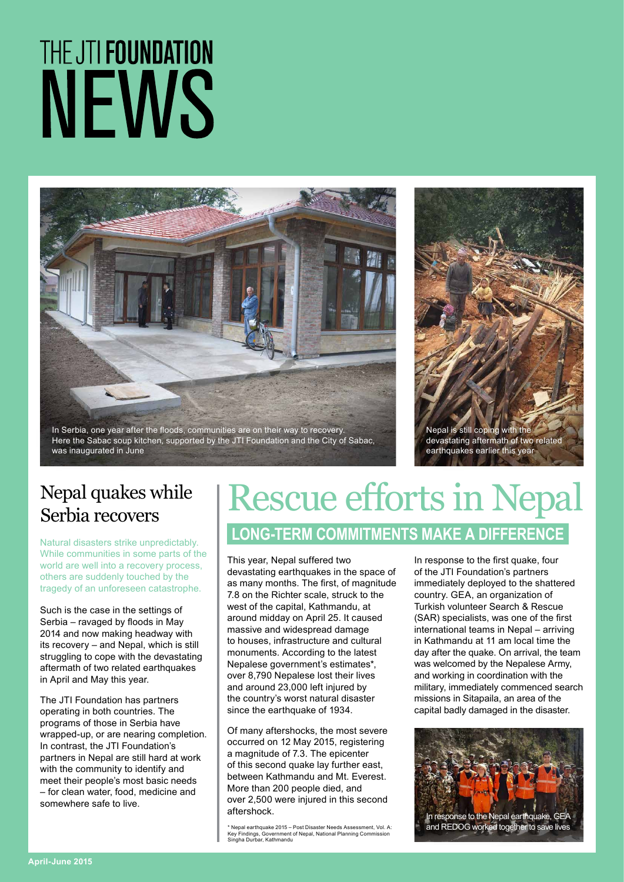# THE JTI FOUNDATION NEWS

In Serbia, one year after the floods, communities are on their way to recovery. Here the Sabac soup kitchen, supported by the JTI Foundation and the City of Sabac, was inaugurated in June

Nepal is still coping with the devastating aftermath of two related earthquakes earlier this year

## Nepal quakes while Serbia recovers

Natural disasters strike unpredictably. While communities in some parts of the world are well into a recovery process, others are suddenly touched by the tragedy of an unforeseen catastrophe.

Such is the case in the settings of Serbia – ravaged by floods in May 2014 and now making headway with its recovery – and Nepal, which is still struggling to cope with the devastating aftermath of two related earthquakes in April and May this year.

The JTI Foundation has partners operating in both countries. The programs of those in Serbia have wrapped-up, or are nearing completion. In contrast, the JTI Foundation's partners in Nepal are still hard at work with the community to identify and meet their people's most basic needs – for clean water, food, medicine and somewhere safe to live.

# Rescue efforts in Nepal

## LONG-TERM COMMITMENTS MAKE A DIFFERENCE

This year, Nepal suffered two devastating earthquakes in the space of as many months. The first, of magnitude 7.8 on the Richter scale, struck to the west of the capital, Kathmandu, at around midday on April 25. It caused massive and widespread damage to houses, infrastructure and cultural monuments. According to the latest Nepalese government's estimates*, over 8,790 Nepalese lost their lives and around 23,000 left injured by the country's worst natural disaster since the earthquake of 1934.

Of many aftershocks, the most severe occurred on 12 May 2015, registering a magnitude of 7.3. The epicenter of this second quake lay further east, between Kathmandu and Mt. Everest. More than 200 people died, and over 2,500 were injured in this second aftershock.

\* Nepal earthquake 2015 – Post Disaster Needs Assessment, Vol. A: Key Findings, Government of Nepal, National Planning Commission Singha Durbar, Kathmandu

In response to the first quake, four of the JTI Foundation's partners immediately deployed to the shattered country. GEA, an organization of Turkish volunteer Search & Rescue (SAR) specialists, was one of the first international teams in Nepal – arriving in Kathmandu at 11 am local time the day after the quake. On arrival, the team was welcomed by the Nepalese Army, and working in coordination with the military, immediately commenced search missions in Sitapaila, an area of the capital badly damaged in the disaster.

In response to the Nepal earthquake, GEA and REDOG worked together to save lives

April-June 2015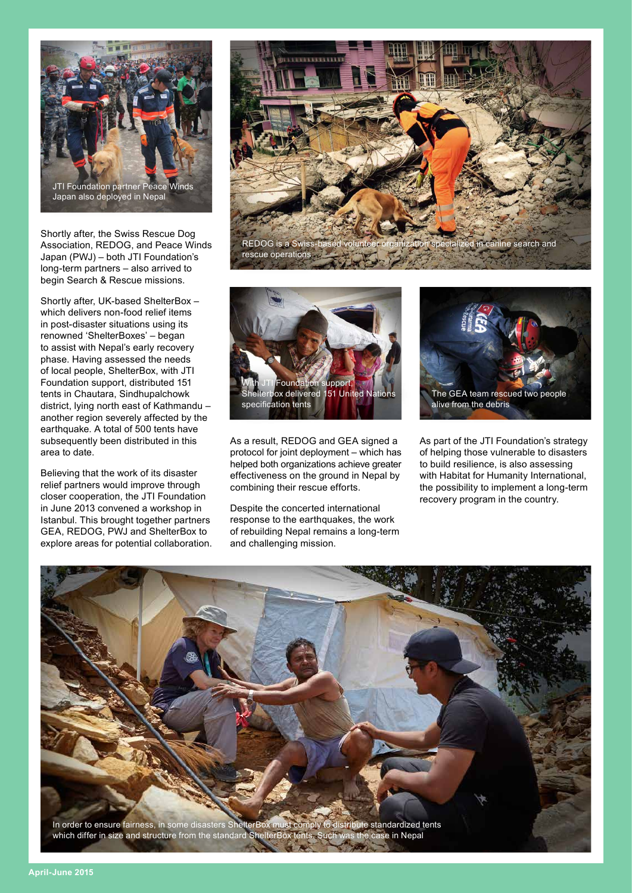JTI Foundation partner Peace Winds Japan also deployed in Nepal

REDOG is a Swiss-based volunteer organization specialized in canine search and rescue operations

Shortly after, the Swiss Rescue Dog Association, REDOG, and Peace Winds Japan (PWJ) – both JTI Foundation's long-term partners – also arrived to begin Search & Rescue missions.

Shortly after, UK-based ShelterBox – which delivers non-food relief items in post-disaster situations using its renowned 'ShelterBoxes' – began to assist with Nepal's early recovery phase. Having assessed the needs of local people, ShelterBox, with JTI Foundation support, distributed 151 tents in Chautara, Sindhupalchowk district, lying north east of Kathmandu – another region severely affected by the earthquake. A total of 500 tents have subsequently been distributed in this area to date.

Believing that the work of its disaster relief partners would improve through closer cooperation, the JTI Foundation in June 2013 convened a workshop in Istanbul. This brought together partners GEA, REDOG, PWJ and ShelterBox to explore areas for potential collaboration.

With JTI Foundation support, Shelterbox delivered 151 United Nations specification tents

The GEA team rescued two people alive from the debris

As a result, REDOG and GEA signed a protocol for joint deployment – which has helped both organizations achieve greater effectiveness on the ground in Nepal by combining their rescue efforts.

Despite the concerted international response to the earthquakes, the work of rebuilding Nepal remains a long-term and challenging mission.

As part of the JTI Foundation's strategy of helping those vulnerable to disasters to build resilience, is also assessing with Habitat for Humanity International, the possibility to implement a long-term recovery program in the country.

In order to ensure fairness, in some disasters ShelterBox must comply to distribute standardized tents which differ in size and structure from the standard ShelterBox tents. Such was the case in Nepal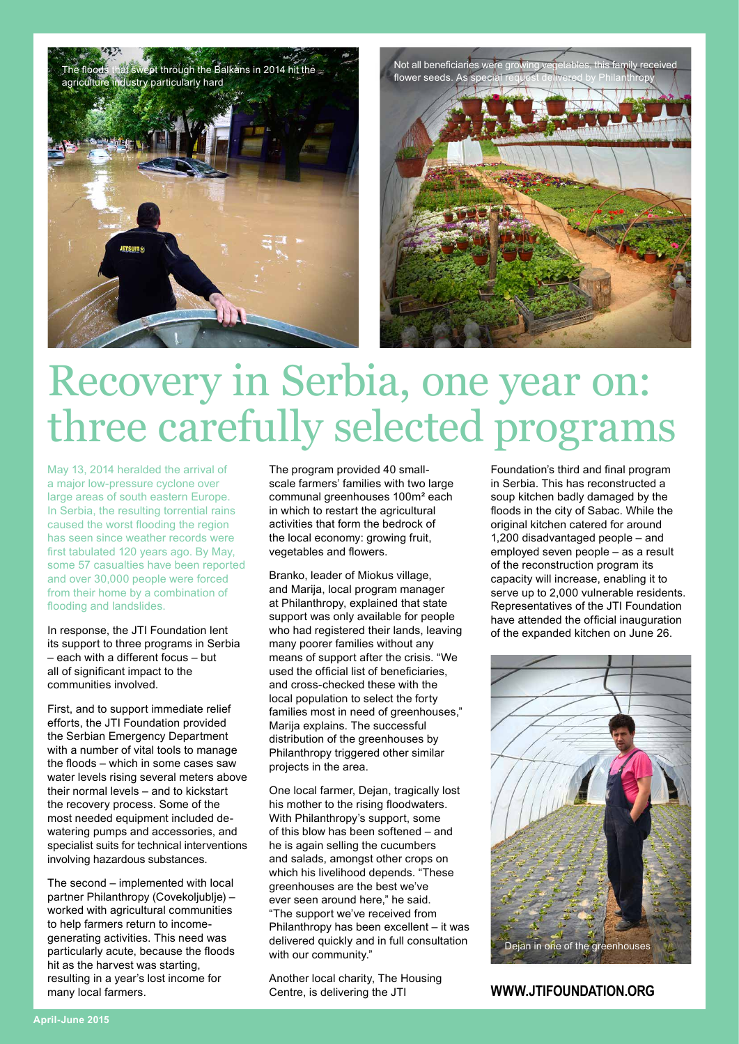The floods that swept through the Balkans in 2014 hit the agriculture industry particularly hard

Not all beneficiaries were growing vegetables, this family received flower seeds. As special request delivered by Philanthropy

# Recovery in Serbia, one year on: three carefully selected programs

May 13, 2014 heralded the arrival of a major low-pressure cyclone over large areas of south eastern Europe. In Serbia, the resulting torrential rains caused the worst flooding the region has seen since weather records were first tabulated 120 years ago. By May, some 57 casualties have been reported and over 30,000 people were forced from their home by a combination of flooding and landslides.

In response, the JTI Foundation lent its support to three programs in Serbia – each with a different focus – but all of significant impact to the communities involved.

First, and to support immediate relief efforts, the JTI Foundation provided the Serbian Emergency Department with a number of vital tools to manage the floods – which in some cases saw water levels rising several meters above their normal levels – and to kickstart the recovery process. Some of the most needed equipment included de-watering pumps and accessories, and specialist suits for technical interventions involving hazardous substances.

The second – implemented with local partner Philanthropy (Covekoljublje) – worked with agricultural communities to help farmers return to income-generating activities. This need was particularly acute, because the floods hit as the harvest was starting, resulting in a year's lost income for many local farmers.

The program provided 40 small-scale farmers' families with two large communal greenhouses 100m² each in which to restart the agricultural activities that form the bedrock of the local economy: growing fruit, vegetables and flowers.

Branko, leader of Miokus village, and Marija, local program manager at Philanthropy, explained that state support was only available for people who had registered their lands, leaving many poorer families without any means of support after the crisis. "We used the official list of beneficiaries, and cross-checked these with the local population to select the forty families most in need of greenhouses," Marija explains. The successful distribution of the greenhouses by Philanthropy triggered other similar projects in the area.

One local farmer, Dejan, tragically lost his mother to the rising floodwaters. With Philanthropy's support, some of this blow has been softened – and he is again selling the cucumbers and salads, amongst other crops on which his livelihood depends. "These greenhouses are the best we've ever seen around here," he said. "The support we've received from Philanthropy has been excellent – it was delivered quickly and in full consultation with our community."

Another local charity, The Housing Centre, is delivering the JTI Foundation's third and final program in Serbia. This has reconstructed a soup kitchen badly damaged by the floods in the city of Sabac. While the original kitchen catered for around 1,200 disadvantaged people – and employed seven people – as a result of the reconstruction program its capacity will increase, enabling it to serve up to 2,000 vulnerable residents. Representatives of the JTI Foundation have attended the official inauguration of the expanded kitchen on June 26.

Dejan in one of the greenhouses

**WWW.JTIFOUNDATION.ORG**